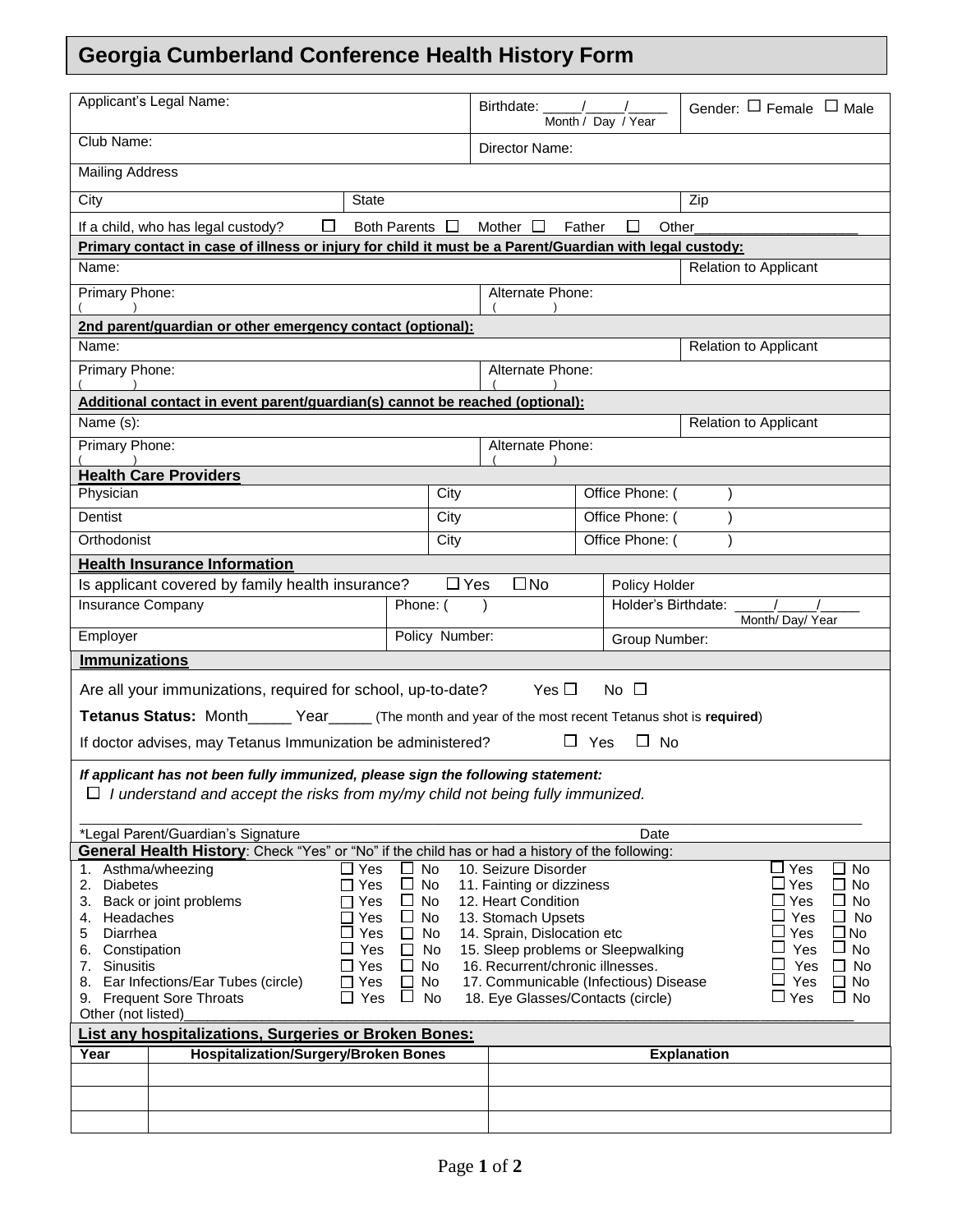# Georgia Cumberland Conference Health History Form

| Applicant's Legal Name: | Birthdate: \_\_\_\_\_/\_\_\_\_\_/\_\_\_\_\_ Month / Day / Year | Gender: ☐ Female ☐ Male |
|---|---|---|
| Club Name: | Director Name: | |
| Mailing Address | | |
| City | State | Zip |

If a child, who has legal custody? ☐ Both Parents ☐ Mother ☐ Father ☐ Other\_\_\_\_\_\_\_\_\_\_\_\_\_\_\_\_\_\_\_\_

**Primary contact in case of illness or injury for child it must be a Parent/Guardian with legal custody:**

| Name: | | Relation to Applicant |
|---|---|---|
| Primary Phone: ( ) | Alternate Phone: ( ) | |

**2nd parent/guardian or other emergency contact (optional):**

| Name: | | Relation to Applicant |
|---|---|---|
| Primary Phone: ( ) | Alternate Phone: ( ) | |

**Additional contact in event parent/guardian(s) cannot be reached (optional):**

| Name (s): | | Relation to Applicant |
|---|---|---|
| Primary Phone: ( ) | Alternate Phone: ( ) | |

**Health Care Providers**

| | | |
|---|---|---|
| Physician | City | Office Phone: ( ) |
| Dentist | City | Office Phone: ( ) |
| Orthodontist | City | Office Phone: ( ) |

**Health Insurance Information**

| Is applicant covered by family health insurance? ☐ Yes ☐ No | | Policy Holder |
|---|---|---|
| Insurance Company | Phone: ( ) | Holder's Birthdate: \_\_\_\_\_/\_\_\_\_\_/\_\_\_\_\_ Month/ Day/ Year |
| Employer | Policy Number: | Group Number: |

**Immunizations**

Are all your immunizations, required for school, up-to-date? Yes ☐ No ☐

**Tetanus Status:** Month\_\_\_\_\_ Year\_\_\_\_\_ (The month and year of the most recent Tetanus shot is **required**)

If doctor advises, may Tetanus Immunization be administered? ☐ Yes ☐ No

***If applicant has not been fully immunized, please sign the following statement:***

☐ *I understand and accept the risks from my/my child not being fully immunized.*

\_\_\_\_\_\_\_\_\_\_\_\_\_\_\_\_\_\_\_\_\_\_\_\_\_\_\_\_\_\_\_\_\_\_\_\_\_\_\_\_\_\_\_\_\_\_\_\_\_\_\_\_\_\_\_\_\_\_\_\_\_\_\_\_\_\_\_\_\_\_\_\_\_\_\_\_

*Legal Parent/Guardian's Signature Date

**General Health History**: Check "Yes" or "No" if the child has or had a history of the following:

| Condition | Yes | No | Condition | Yes | No |
|---|---|---|---|---|---|
| 1. Asthma/wheezing | ☐ | ☐ | 10. Seizure Disorder | ☐ | ☐ |
| 2. Diabetes | ☐ | ☐ | 11. Fainting or dizziness | ☐ | ☐ |
| 3. Back or joint problems | ☐ | ☐ | 12. Heart Condition | ☐ | ☐ |
| 4. Headaches | ☐ | ☐ | 13. Stomach Upsets | ☐ | ☐ |
| 5 Diarrhea | ☐ | ☐ | 14. Sprain, Dislocation etc | ☐ | ☐ |
| 6. Constipation | ☐ | ☐ | 15. Sleep problems or Sleepwalking | ☐ | ☐ |
| 7. Sinusitis | ☐ | ☐ | 16. Recurrent/chronic illnesses. | ☐ | ☐ |
| 8. Ear Infections/Ear Tubes (circle) | ☐ | ☐ | 17. Communicable (Infectious) Disease | ☐ | ☐ |
| 9. Frequent Sore Throats | ☐ | ☐ | 18. Eye Glasses/Contacts (circle) | ☐ | ☐ |

Other (not listed)\_\_\_\_\_\_\_\_\_\_\_\_\_\_\_\_\_\_\_\_\_\_\_\_\_\_\_\_\_\_\_\_\_\_\_\_\_\_\_\_\_\_\_\_\_\_\_\_\_\_\_\_\_\_\_\_\_\_\_\_\_\_\_\_\_\_

**List any hospitalizations, Surgeries or Broken Bones:**

| Year | Hospitalization/Surgery/Broken Bones | Explanation |
|---|---|---|
| | | |
| | | |
| | | |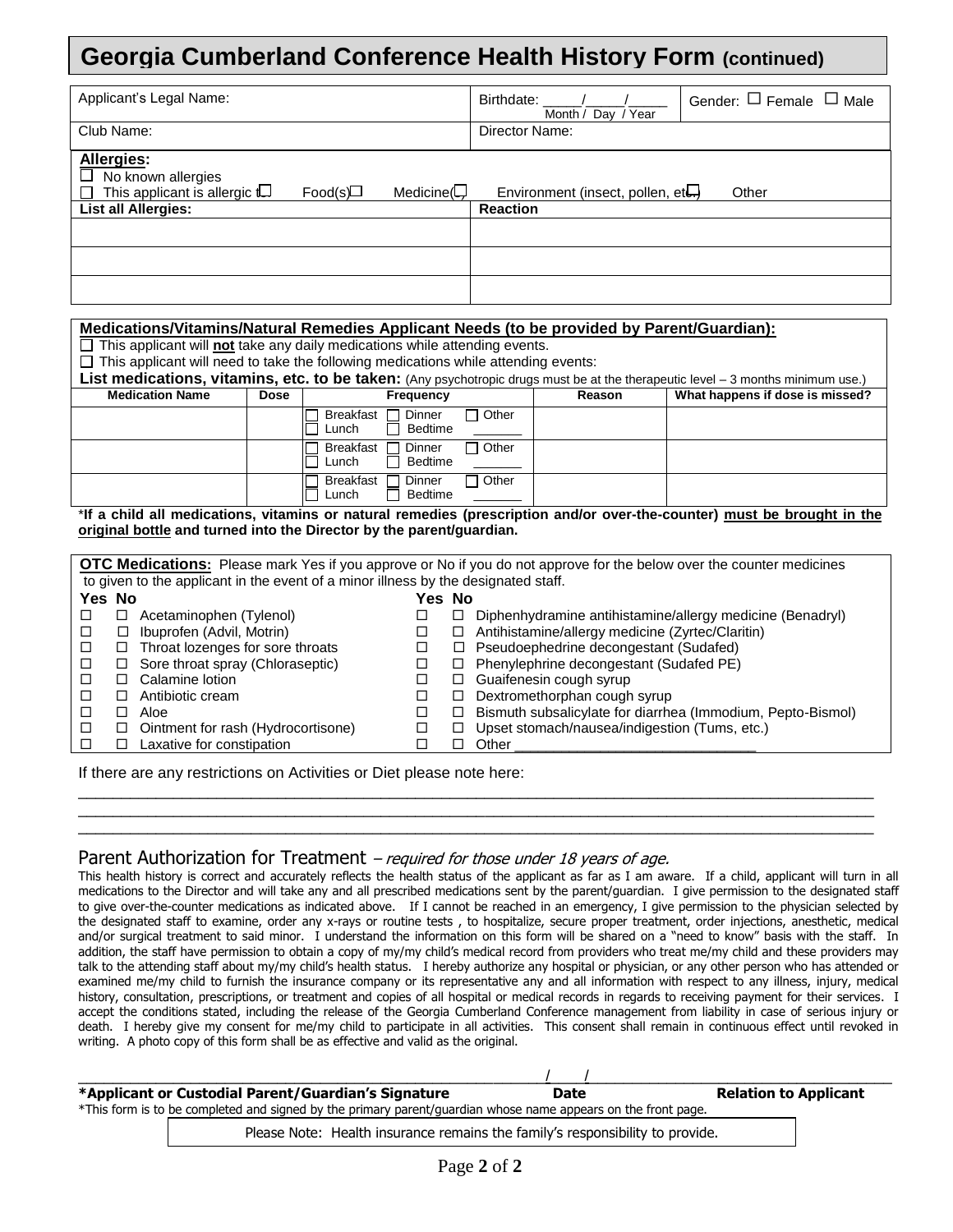# Georgia Cumberland Conference Health History Form (continued)

| | | |
|---|---|---|
| Applicant's Legal Name: | Birthdate: \_\_\_\_/\_\_\_\_/\_\_\_\_ Month / Day / Year | Gender: ☐ Female ☐ Male |
| Club Name: | Director Name: | |

**Allergies:**

☐ No known allergies

☐ This applicant is allergic to: ☐ Food(s) ☐ Medicine(s) ☐ Environment (insect, pollen, etc.) ☐ Other

| List all Allergies: | Reaction |
|---|---|
| | |
| | |
| | |

**Medications/Vitamins/Natural Remedies Applicant Needs (to be provided by Parent/Guardian):**

☐ This applicant will **not** take any daily medications while attending events.

☐ This applicant will need to take the following medications while attending events:

**List medications, vitamins, etc. to be taken:** (Any psychotropic drugs must be at the therapeutic level – 3 months minimum use.)

| Medication Name | Dose | Frequency | Reason | What happens if dose is missed? |
|---|---|---|---|---|
| | | ☐ Breakfast ☐ Dinner ☐ Other ☐ Lunch ☐ Bedtime \_\_\_\_\_\_\_ | | |
| | | ☐ Breakfast ☐ Dinner ☐ Other ☐ Lunch ☐ Bedtime \_\_\_\_\_\_\_ | | |
| | | ☐ Breakfast ☐ Dinner ☐ Other ☐ Lunch ☐ Bedtime \_\_\_\_\_\_\_ | | |

\***If a child all medications, vitamins or natural remedies (prescription and/or over-the-counter) must be brought in the original bottle and turned into the Director by the parent/guardian.**

**OTC Medications:** Please mark Yes if you approve or No if you do not approve for the below over the counter medicines to given to the applicant in the event of a minor illness by the designated staff.

| Yes | No | | Yes | No | |
|---|---|---|---|---|---|
| ☐ | ☐ | Acetaminophen (Tylenol) | ☐ | ☐ | Diphenhydramine antihistamine/allergy medicine (Benadryl) |
| ☐ | ☐ | Ibuprofen (Advil, Motrin) | ☐ | ☐ | Antihistamine/allergy medicine (Zyrtec/Claritin) |
| ☐ | ☐ | Throat lozenges for sore throats | ☐ | ☐ | Pseudoephedrine decongestant (Sudafed) |
| ☐ | ☐ | Sore throat spray (Chloraseptic) | ☐ | ☐ | Phenylephrine decongestant (Sudafed PE) |
| ☐ | ☐ | Calamine lotion | ☐ | ☐ | Guaifenesin cough syrup |
| ☐ | ☐ | Antibiotic cream | ☐ | ☐ | Dextromethorphan cough syrup |
| ☐ | ☐ | Aloe | ☐ | ☐ | Bismuth subsalicylate for diarrhea (Immodium, Pepto-Bismol) |
| ☐ | ☐ | Ointment for rash (Hydrocortisone) | ☐ | ☐ | Upset stomach/nausea/indigestion (Tums, etc.) |
| ☐ | ☐ | Laxative for constipation | ☐ | ☐ | Other \_\_\_\_\_\_\_\_\_\_\_\_\_\_\_\_\_\_\_\_\_\_\_\_\_\_\_\_ |

If there are any restrictions on Activities or Diet please note here:

\_\_\_\_\_\_\_\_\_\_\_\_\_\_\_\_\_\_\_\_\_\_\_\_\_\_\_\_\_\_\_\_\_\_\_\_\_\_\_\_\_\_\_\_\_\_\_\_\_\_\_\_\_\_\_\_\_\_\_\_\_\_\_\_\_\_\_\_\_\_\_\_\_\_\_\_\_\_

\_\_\_\_\_\_\_\_\_\_\_\_\_\_\_\_\_\_\_\_\_\_\_\_\_\_\_\_\_\_\_\_\_\_\_\_\_\_\_\_\_\_\_\_\_\_\_\_\_\_\_\_\_\_\_\_\_\_\_\_\_\_\_\_\_\_\_\_\_\_\_\_\_\_\_\_\_\_

\_\_\_\_\_\_\_\_\_\_\_\_\_\_\_\_\_\_\_\_\_\_\_\_\_\_\_\_\_\_\_\_\_\_\_\_\_\_\_\_\_\_\_\_\_\_\_\_\_\_\_\_\_\_\_\_\_\_\_\_\_\_\_\_\_\_\_\_\_\_\_\_\_\_\_\_\_\_

## Parent Authorization for Treatment – *required for those under 18 years of age.*

This health history is correct and accurately reflects the health status of the applicant as far as I am aware. If a child, applicant will turn in all medications to the Director and will take any and all prescribed medications sent by the parent/guardian. I give permission to the designated staff to give over-the-counter medications as indicated above. If I cannot be reached in an emergency, I give permission to the physician selected by the designated staff to examine, order any x-rays or routine tests , to hospitalize, secure proper treatment, order injections, anesthetic, medical and/or surgical treatment to said minor. I understand the information on this form will be shared on a "need to know" basis with the staff. In addition, the staff have permission to obtain a copy of my/my child's medical record from providers who treat me/my child and these providers may talk to the attending staff about my/my child's health status. I hereby authorize any hospital or physician, or any other person who has attended or examined me/my child to furnish the insurance company or its representative any and all information with respect to any illness, injury, medical history, consultation, prescriptions, or treatment and copies of all hospital or medical records in regards to receiving payment for their services. I accept the conditions stated, including the release of the Georgia Cumberland Conference management from liability in case of serious injury or death. I hereby give my consent for me/my child to participate in all activities. This consent shall remain in continuous effect until revoked in writing. A photo copy of this form shall be as effective and valid as the original.

\_\_\_\_\_\_\_\_\_\_\_\_\_\_\_\_\_\_\_\_\_\_\_\_\_\_\_\_\_\_\_\_\_\_\_\_\_\_\_\_ \_\_\_\_/\_\_\_\_/\_\_\_\_ \_\_\_\_\_\_\_\_\_\_\_\_\_\_\_\_\_\_\_\_

**\*Applicant or Custodial Parent/Guardian's Signature** **Date** **Relation to Applicant**

\*This form is to be completed and signed by the primary parent/guardian whose name appears on the front page.

Please Note: Health insurance remains the family's responsibility to provide.